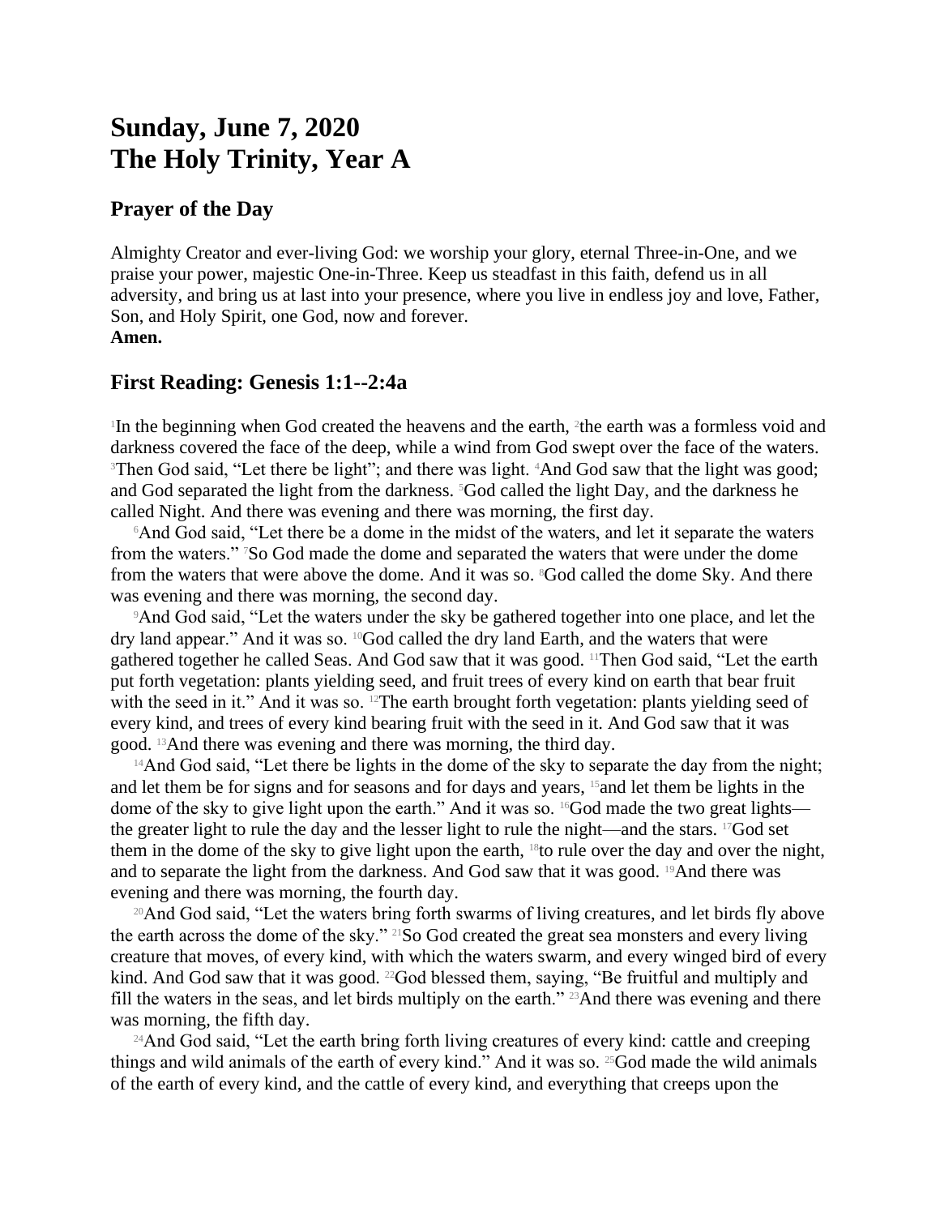# Sunday, June 7, 2020
# The Holy Trinity, Year A

## Prayer of the Day

Almighty Creator and ever-living God: we worship your glory, eternal Three-in-One, and we praise your power, majestic One-in-Three. Keep us steadfast in this faith, defend us in all adversity, and bring us at last into your presence, where you live in endless joy and love, Father, Son, and Holy Spirit, one God, now and forever.
**Amen.**

## First Reading: Genesis 1:1--2:4a

[1]In the beginning when God created the heavens and the earth, [2]the earth was a formless void and darkness covered the face of the deep, while a wind from God swept over the face of the waters. [3]Then God said, "Let there be light"; and there was light. [4]And God saw that the light was good; and God separated the light from the darkness. [5]God called the light Day, and the darkness he called Night. And there was evening and there was morning, the first day.

[6]And God said, "Let there be a dome in the midst of the waters, and let it separate the waters from the waters." [7]So God made the dome and separated the waters that were under the dome from the waters that were above the dome. And it was so. [8]God called the dome Sky. And there was evening and there was morning, the second day.

[9]And God said, "Let the waters under the sky be gathered together into one place, and let the dry land appear." And it was so. [10]God called the dry land Earth, and the waters that were gathered together he called Seas. And God saw that it was good. [11]Then God said, "Let the earth put forth vegetation: plants yielding seed, and fruit trees of every kind on earth that bear fruit with the seed in it." And it was so. [12]The earth brought forth vegetation: plants yielding seed of every kind, and trees of every kind bearing fruit with the seed in it. And God saw that it was good. [13]And there was evening and there was morning, the third day.

[14]And God said, "Let there be lights in the dome of the sky to separate the day from the night; and let them be for signs and for seasons and for days and years, [15]and let them be lights in the dome of the sky to give light upon the earth." And it was so. [16]God made the two great lights—the greater light to rule the day and the lesser light to rule the night—and the stars. [17]God set them in the dome of the sky to give light upon the earth, [18]to rule over the day and over the night, and to separate the light from the darkness. And God saw that it was good. [19]And there was evening and there was morning, the fourth day.

[20]And God said, "Let the waters bring forth swarms of living creatures, and let birds fly above the earth across the dome of the sky." [21]So God created the great sea monsters and every living creature that moves, of every kind, with which the waters swarm, and every winged bird of every kind. And God saw that it was good. [22]God blessed them, saying, "Be fruitful and multiply and fill the waters in the seas, and let birds multiply on the earth." [23]And there was evening and there was morning, the fifth day.

[24]And God said, "Let the earth bring forth living creatures of every kind: cattle and creeping things and wild animals of the earth of every kind." And it was so. [25]God made the wild animals of the earth of every kind, and the cattle of every kind, and everything that creeps upon the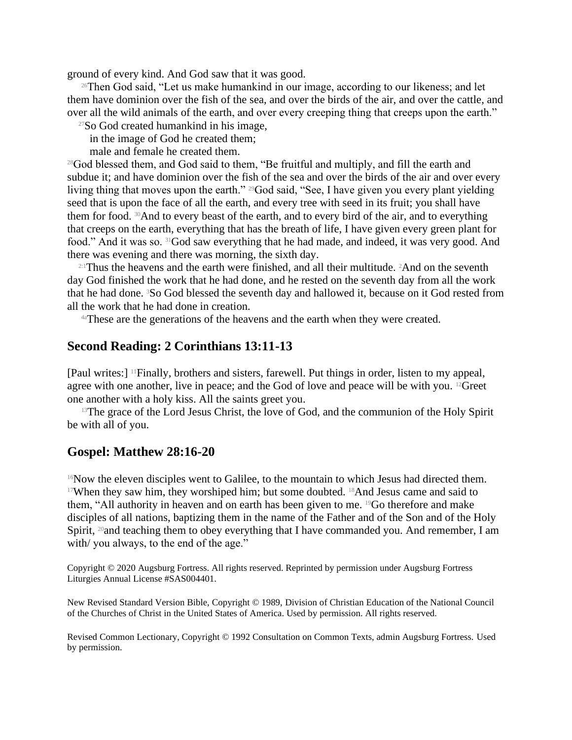ground of every kind. And God saw that it was good.

[26]Then God said, "Let us make humankind in our image, according to our likeness; and let them have dominion over the fish of the sea, and over the birds of the air, and over the cattle, and over all the wild animals of the earth, and over every creeping thing that creeps upon the earth."

[27]So God created humankind in his image,
in the image of God he created them;
male and female he created them.

[28]God blessed them, and God said to them, "Be fruitful and multiply, and fill the earth and subdue it; and have dominion over the fish of the sea and over the birds of the air and over every living thing that moves upon the earth." [29]God said, "See, I have given you every plant yielding seed that is upon the face of all the earth, and every tree with seed in its fruit; you shall have them for food. [30]And to every beast of the earth, and to every bird of the air, and to everything that creeps on the earth, everything that has the breath of life, I have given every green plant for food." And it was so. [31]God saw everything that he had made, and indeed, it was very good. And there was evening and there was morning, the sixth day.

[2:1]Thus the heavens and the earth were finished, and all their multitude. [2]And on the seventh day God finished the work that he had done, and he rested on the seventh day from all the work that he had done. [3]So God blessed the seventh day and hallowed it, because on it God rested from all the work that he had done in creation.

[4a]These are the generations of the heavens and the earth when they were created.

## Second Reading: 2 Corinthians 13:11-13

[Paul writes:] [11]Finally, brothers and sisters, farewell. Put things in order, listen to my appeal, agree with one another, live in peace; and the God of love and peace will be with you. [12]Greet one another with a holy kiss. All the saints greet you.

[13]The grace of the Lord Jesus Christ, the love of God, and the communion of the Holy Spirit be with all of you.

## Gospel: Matthew 28:16-20

[16]Now the eleven disciples went to Galilee, to the mountain to which Jesus had directed them. [17]When they saw him, they worshiped him; but some doubted. [18]And Jesus came and said to them, "All authority in heaven and on earth has been given to me. [19]Go therefore and make disciples of all nations, baptizing them in the name of the Father and of the Son and of the Holy Spirit, [20]and teaching them to obey everything that I have commanded you. And remember, I am with/ you always, to the end of the age."

Copyright © 2020 Augsburg Fortress. All rights reserved. Reprinted by permission under Augsburg Fortress Liturgies Annual License #SAS004401.

New Revised Standard Version Bible, Copyright © 1989, Division of Christian Education of the National Council of the Churches of Christ in the United States of America. Used by permission. All rights reserved.

Revised Common Lectionary, Copyright © 1992 Consultation on Common Texts, admin Augsburg Fortress. Used by permission.